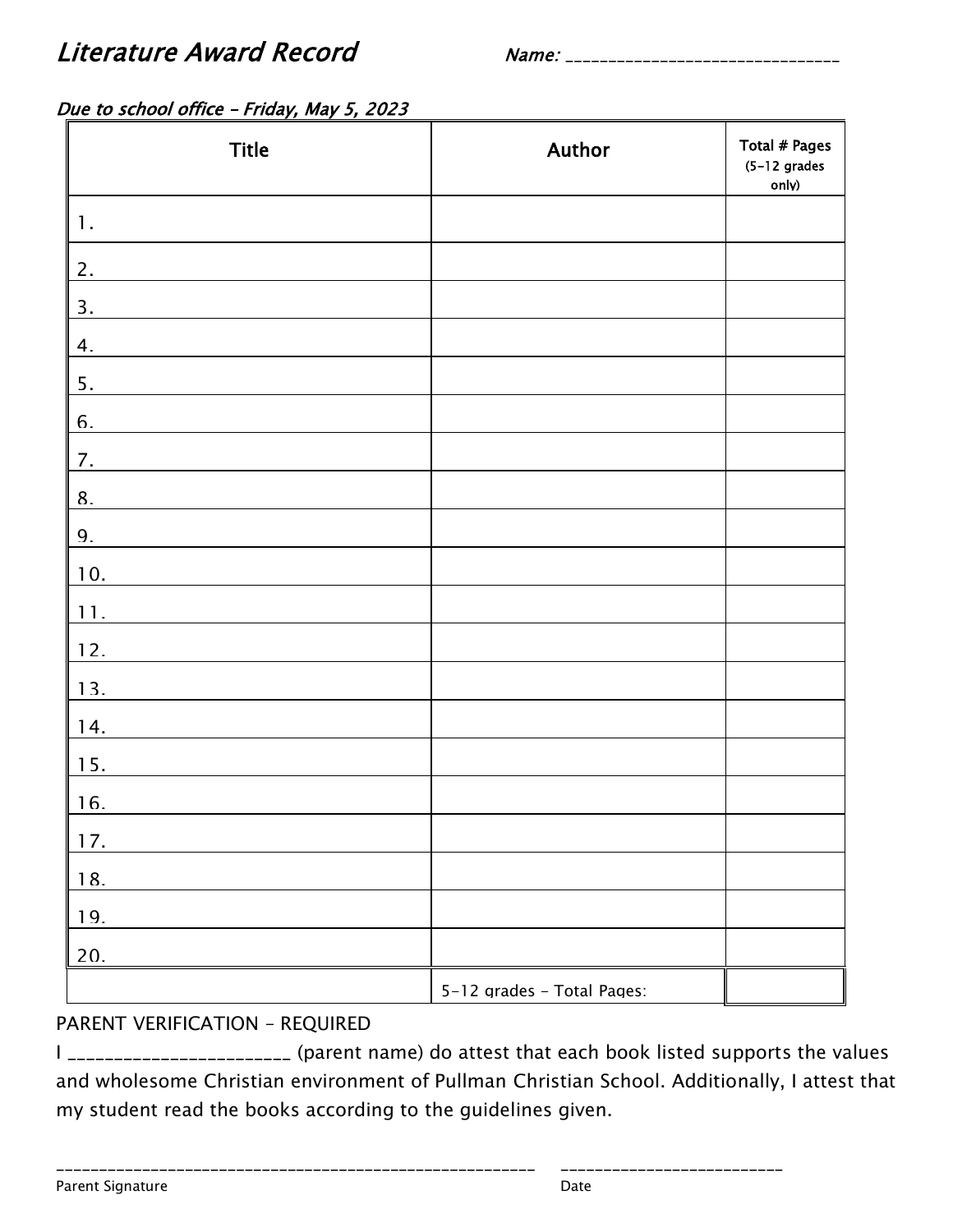# *Literature Award Record*

*Name: ________________________________*

*Due to school office – Friday, May 5, 2023*

| Title | Author | Total # Pages (5-12 grades only) |
|---|---|---|
| 1. | | |
| 2. | | |
| 3. | | |
| 4. | | |
| 5. | | |
| 6. | | |
| 7. | | |
| 8. | | |
| 9. | | |
| 10. | | |
| 11. | | |
| 12. | | |
| 13. | | |
| 14. | | |
| 15. | | |
| 16. | | |
| 17. | | |
| 18. | | |
| 19. | | |
| 20. | | |
| | 5-12 grades – Total Pages: | |

PARENT VERIFICATION – REQUIRED

I _______________________ (parent name) do attest that each book listed supports the values and wholesome Christian environment of Pullman Christian School. Additionally, I attest that my student read the books according to the guidelines given.

_______________________________________________________ &nbsp;&nbsp;&nbsp; _________________________

Parent Signature &nbsp;&nbsp;&nbsp; Date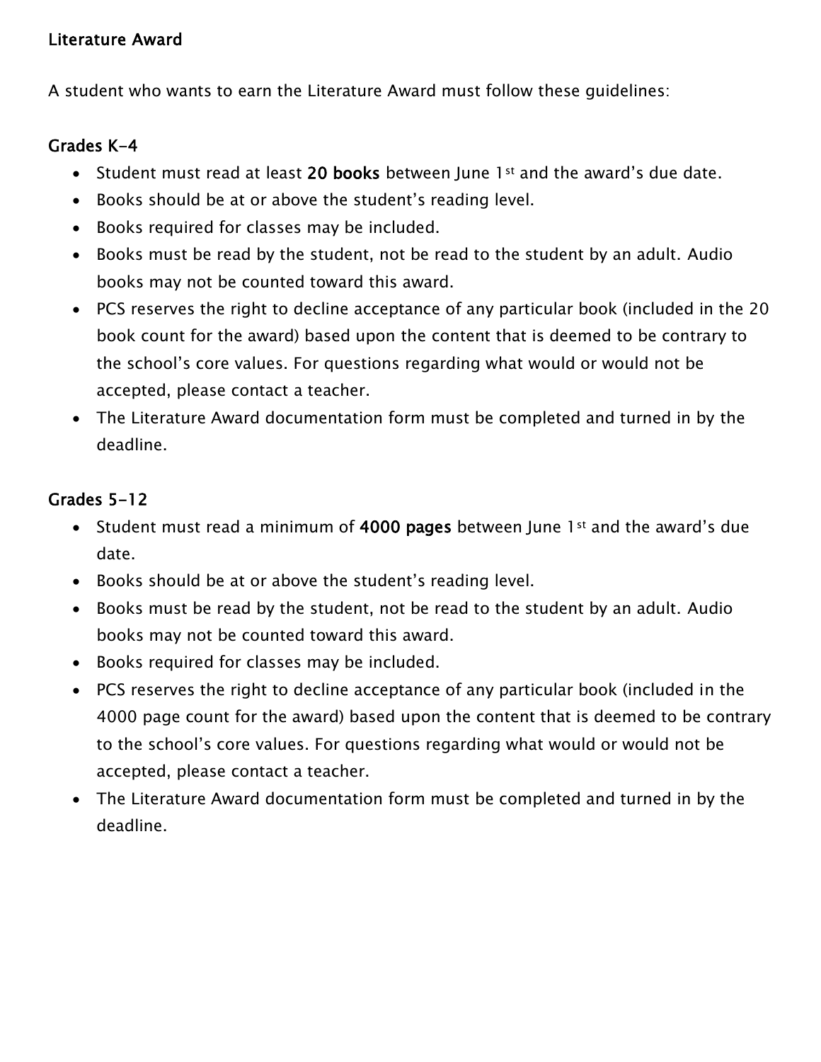## Literature Award

A student who wants to earn the Literature Award must follow these guidelines:

### Grades K-4

- Student must read at least **20 books** between June 1st and the award's due date.
- Books should be at or above the student's reading level.
- Books required for classes may be included.
- Books must be read by the student, not be read to the student by an adult. Audio books may not be counted toward this award.
- PCS reserves the right to decline acceptance of any particular book (included in the 20 book count for the award) based upon the content that is deemed to be contrary to the school's core values. For questions regarding what would or would not be accepted, please contact a teacher.
- The Literature Award documentation form must be completed and turned in by the deadline.

### Grades 5-12

- Student must read a minimum of **4000 pages** between June 1st and the award's due date.
- Books should be at or above the student's reading level.
- Books must be read by the student, not be read to the student by an adult. Audio books may not be counted toward this award.
- Books required for classes may be included.
- PCS reserves the right to decline acceptance of any particular book (included in the 4000 page count for the award) based upon the content that is deemed to be contrary to the school's core values. For questions regarding what would or would not be accepted, please contact a teacher.
- The Literature Award documentation form must be completed and turned in by the deadline.